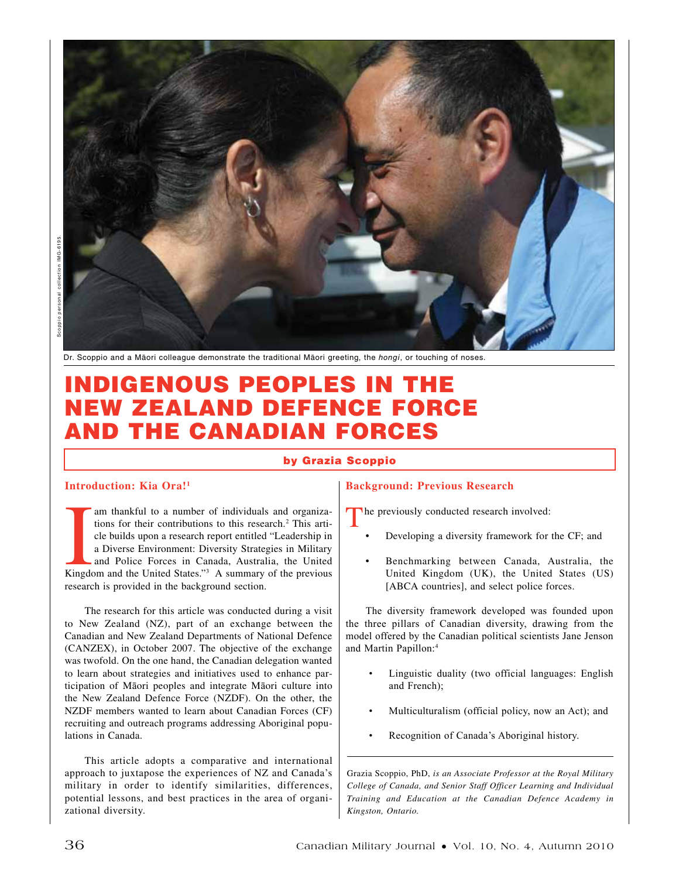Scoppio personal collection IMG-6195.

Dr. Scoppio and a Māori colleague demonstrate the traditional Māori greeting, the *hongi*, or touching of noses.

# INDIGENOUS PEOPLES IN THE NEW ZEALAND DEFENCE FORCE AND THE CANADIAN FORCES

**by Grazia Scoppio**

## Introduction: Kia Ora![1]

I am thankful to a number of individuals and organizations for their contributions to this research.[2] This article builds upon a research report entitled "Leadership in a Diverse Environment: Diversity Strategies in Military and Police Forces in Canada, Australia, the United Kingdom and the United States."[3] A summary of the previous research is provided in the background section.

The research for this article was conducted during a visit to New Zealand (NZ), part of an exchange between the Canadian and New Zealand Departments of National Defence (CANZEX), in October 2007. The objective of the exchange was twofold. On the one hand, the Canadian delegation wanted to learn about strategies and initiatives used to enhance participation of Māori peoples and integrate Māori culture into the New Zealand Defence Force (NZDF). On the other, the NZDF members wanted to learn about Canadian Forces (CF) recruiting and outreach programs addressing Aboriginal populations in Canada.

This article adopts a comparative and international approach to juxtapose the experiences of NZ and Canada's military in order to identify similarities, differences, potential lessons, and best practices in the area of organizational diversity.

## Background: Previous Research

The previously conducted research involved:

- Developing a diversity framework for the CF; and
- Benchmarking between Canada, Australia, the United Kingdom (UK), the United States (US) [ABCA countries], and select police forces.

The diversity framework developed was founded upon the three pillars of Canadian diversity, drawing from the model offered by the Canadian political scientists Jane Jenson and Martin Papillon:[4]

- Linguistic duality (two official languages: English and French);
- Multiculturalism (official policy, now an Act); and
- Recognition of Canada's Aboriginal history.

Grazia Scoppio, PhD, *is an Associate Professor at the Royal Military College of Canada, and Senior Staff Officer Learning and Individual Training and Education at the Canadian Defence Academy in Kingston, Ontario.*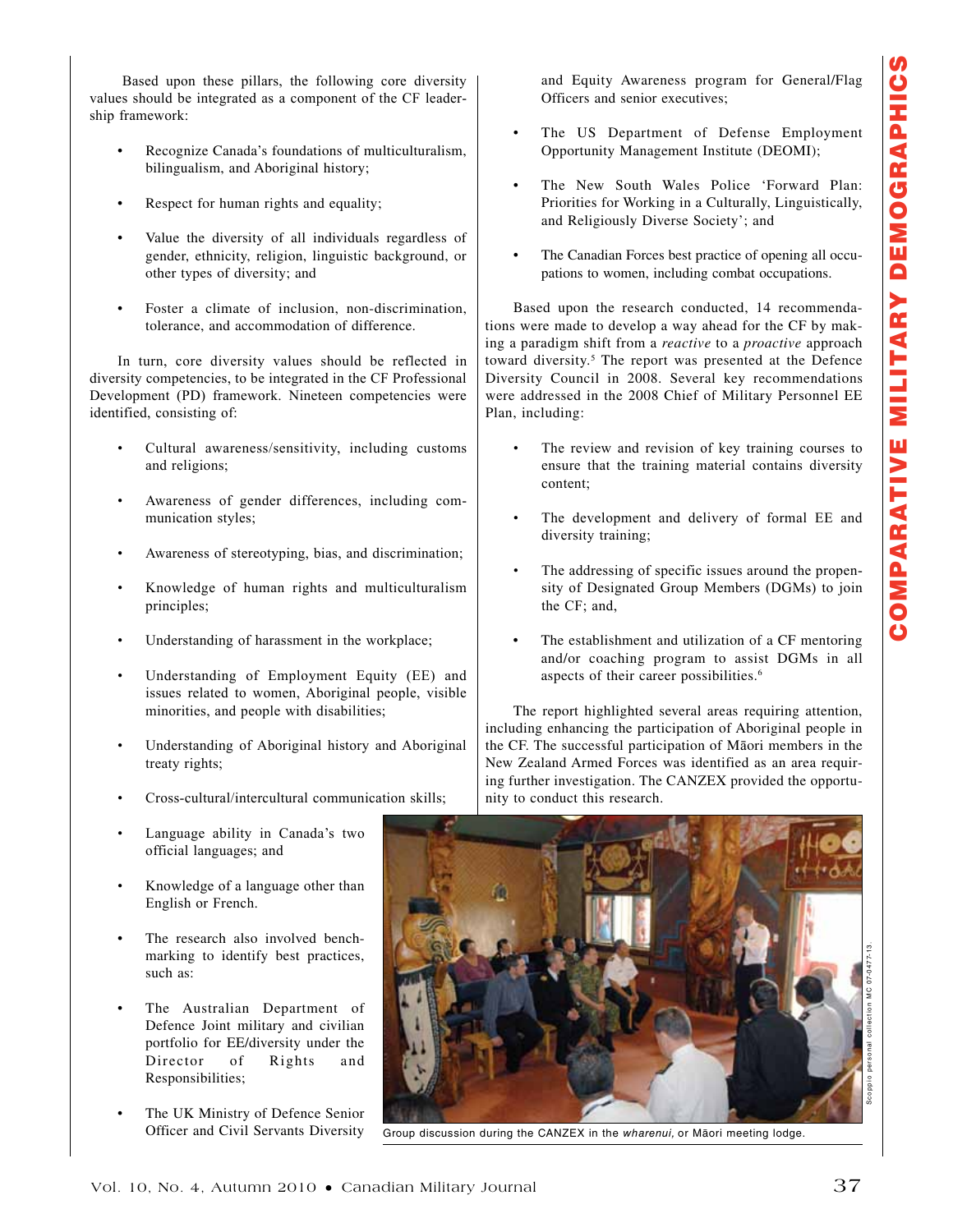Based upon these pillars, the following core diversity values should be integrated as a component of the CF leadership framework:

- Recognize Canada's foundations of multiculturalism, bilingualism, and Aboriginal history;
- Respect for human rights and equality;
- Value the diversity of all individuals regardless of gender, ethnicity, religion, linguistic background, or other types of diversity; and
- Foster a climate of inclusion, non-discrimination, tolerance, and accommodation of difference.

In turn, core diversity values should be reflected in diversity competencies, to be integrated in the CF Professional Development (PD) framework. Nineteen competencies were identified, consisting of:

- Cultural awareness/sensitivity, including customs and religions;
- Awareness of gender differences, including communication styles;
- Awareness of stereotyping, bias, and discrimination;
- Knowledge of human rights and multiculturalism principles;
- Understanding of harassment in the workplace;
- Understanding of Employment Equity (EE) and issues related to women, Aboriginal people, visible minorities, and people with disabilities;
- Understanding of Aboriginal history and Aboriginal treaty rights;
- Cross-cultural/intercultural communication skills;
- Language ability in Canada's two official languages; and
- Knowledge of a language other than English or French.
- The research also involved benchmarking to identify best practices, such as:
- The Australian Department of Defence Joint military and civilian portfolio for EE/diversity under the Director of Rights and Responsibilities;
- The UK Ministry of Defence Senior Officer and Civil Servants Diversity and Equity Awareness program for General/Flag Officers and senior executives;
- The US Department of Defense Employment Opportunity Management Institute (DEOMI);
- The New South Wales Police 'Forward Plan: Priorities for Working in a Culturally, Linguistically, and Religiously Diverse Society'; and
- The Canadian Forces best practice of opening all occupations to women, including combat occupations.

Based upon the research conducted, 14 recommendations were made to develop a way ahead for the CF by making a paradigm shift from a *reactive* to a *proactive* approach toward diversity.[5] The report was presented at the Defence Diversity Council in 2008. Several key recommendations were addressed in the 2008 Chief of Military Personnel EE Plan, including:

- The review and revision of key training courses to ensure that the training material contains diversity content;
- The development and delivery of formal EE and diversity training;
- The addressing of specific issues around the propensity of Designated Group Members (DGMs) to join the CF; and,
- The establishment and utilization of a CF mentoring and/or coaching program to assist DGMs in all aspects of their career possibilities.[6]

The report highlighted several areas requiring attention, including enhancing the participation of Aboriginal people in the CF. The successful participation of Māori members in the New Zealand Armed Forces was identified as an area requiring further investigation. The CANZEX provided the opportunity to conduct this research.

Scoppio personal collection MC 07-0477-13.

Group discussion during the CANZEX in the *wharenui*, or Māori meeting lodge.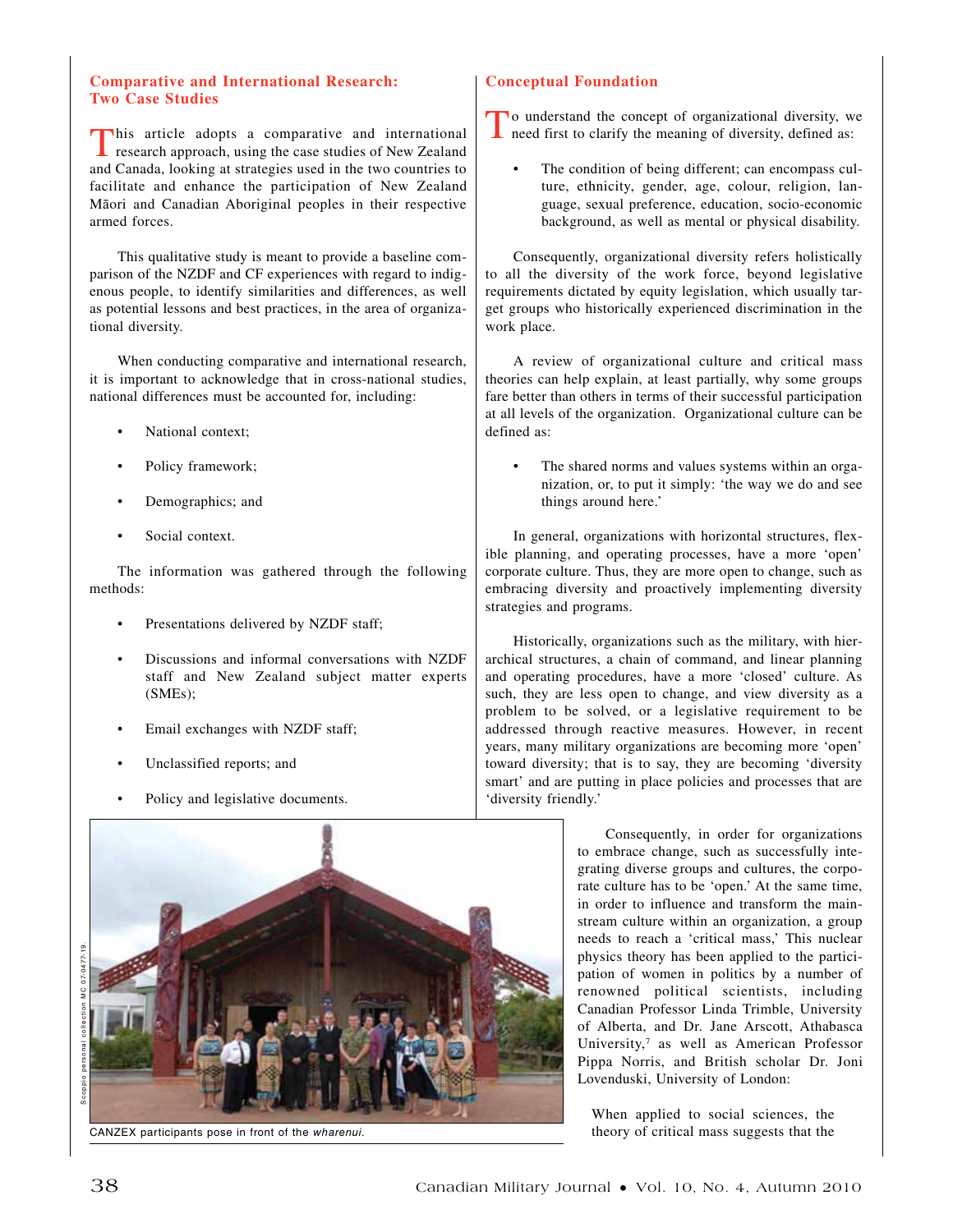## Comparative and International Research: Two Case Studies

This article adopts a comparative and international research approach, using the case studies of New Zealand and Canada, looking at strategies used in the two countries to facilitate and enhance the participation of New Zealand Māori and Canadian Aboriginal peoples in their respective armed forces.

This qualitative study is meant to provide a baseline comparison of the NZDF and CF experiences with regard to indigenous people, to identify similarities and differences, as well as potential lessons and best practices, in the area of organizational diversity.

When conducting comparative and international research, it is important to acknowledge that in cross-national studies, national differences must be accounted for, including:

- National context;
- Policy framework;
- Demographics; and
- Social context.

The information was gathered through the following methods:

- Presentations delivered by NZDF staff;
- Discussions and informal conversations with NZDF staff and New Zealand subject matter experts (SMEs);
- Email exchanges with NZDF staff;
- Unclassified reports; and
- Policy and legislative documents.

Scoppio personal collection MC 07-0477-19

CANZEX participants pose in front of the *wharenui*.

## Conceptual Foundation

To understand the concept of organizational diversity, we need first to clarify the meaning of diversity, defined as:

- The condition of being different; can encompass culture, ethnicity, gender, age, colour, religion, language, sexual preference, education, socio-economic background, as well as mental or physical disability.

Consequently, organizational diversity refers holistically to all the diversity of the work force, beyond legislative requirements dictated by equity legislation, which usually target groups who historically experienced discrimination in the work place.

A review of organizational culture and critical mass theories can help explain, at least partially, why some groups fare better than others in terms of their successful participation at all levels of the organization. Organizational culture can be defined as:

- The shared norms and values systems within an organization, or, to put it simply: 'the way we do and see things around here.'

In general, organizations with horizontal structures, flexible planning, and operating processes, have a more 'open' corporate culture. Thus, they are more open to change, such as embracing diversity and proactively implementing diversity strategies and programs.

Historically, organizations such as the military, with hierarchical structures, a chain of command, and linear planning and operating procedures, have a more 'closed' culture. As such, they are less open to change, and view diversity as a problem to be solved, or a legislative requirement to be addressed through reactive measures. However, in recent years, many military organizations are becoming more 'open' toward diversity; that is to say, they are becoming 'diversity smart' and are putting in place policies and processes that are 'diversity friendly.'

Consequently, in order for organizations to embrace change, such as successfully integrating diverse groups and cultures, the corporate culture has to be 'open.' At the same time, in order to influence and transform the mainstream culture within an organization, a group needs to reach a 'critical mass,' This nuclear physics theory has been applied to the participation of women in politics by a number of renowned political scientists, including Canadian Professor Linda Trimble, University of Alberta, and Dr. Jane Arscott, Athabasca University,[7] as well as American Professor Pippa Norris, and British scholar Dr. Joni Lovenduski, University of London:

> When applied to social sciences, the theory of critical mass suggests that the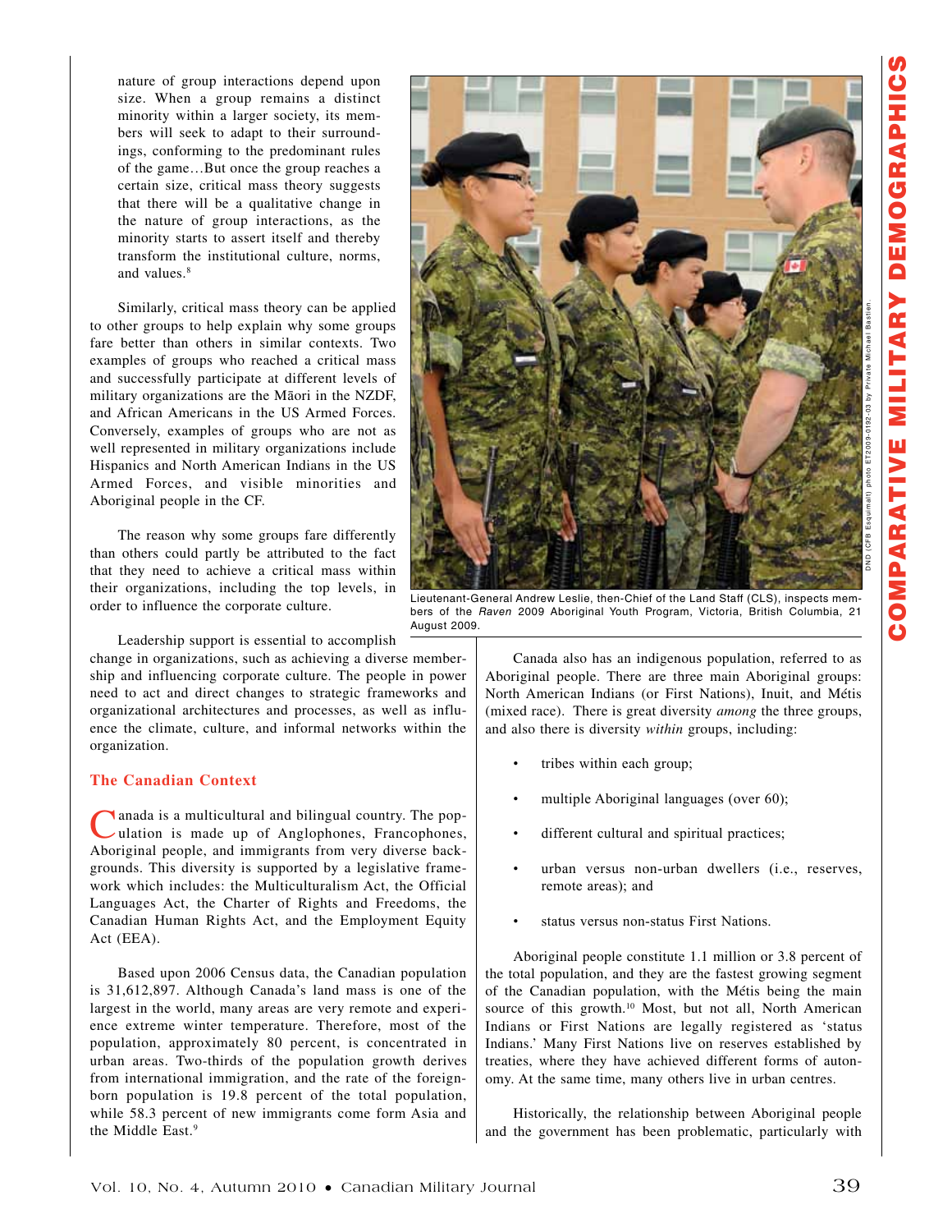nature of group interactions depend upon size. When a group remains a distinct minority within a larger society, its members will seek to adapt to their surroundings, conforming to the predominant rules of the game…But once the group reaches a certain size, critical mass theory suggests that there will be a qualitative change in the nature of group interactions, as the minority starts to assert itself and thereby transform the institutional culture, norms, and values.[8]

Similarly, critical mass theory can be applied to other groups to help explain why some groups fare better than others in similar contexts. Two examples of groups who reached a critical mass and successfully participate at different levels of military organizations are the Māori in the NZDF, and African Americans in the US Armed Forces. Conversely, examples of groups who are not as well represented in military organizations include Hispanics and North American Indians in the US Armed Forces, and visible minorities and Aboriginal people in the CF.

The reason why some groups fare differently than others could partly be attributed to the fact that they need to achieve a critical mass within their organizations, including the top levels, in order to influence the corporate culture.

Lieutenant-General Andrew Leslie, then-Chief of the Land Staff (CLS), inspects members of the *Raven* 2009 Aboriginal Youth Program, Victoria, British Columbia, 21 August 2009.

DND (CFB Esquimalt) photo ET2009-0192-03 by Private Michael Bastien

Leadership support is essential to accomplish change in organizations, such as achieving a diverse membership and influencing corporate culture. The people in power need to act and direct changes to strategic frameworks and organizational architectures and processes, as well as influence the climate, culture, and informal networks within the organization.

## The Canadian Context

Canada is a multicultural and bilingual country. The population is made up of Anglophones, Francophones, Aboriginal people, and immigrants from very diverse backgrounds. This diversity is supported by a legislative framework which includes: the Multiculturalism Act, the Official Languages Act, the Charter of Rights and Freedoms, the Canadian Human Rights Act, and the Employment Equity Act (EEA).

Based upon 2006 Census data, the Canadian population is 31,612,897. Although Canada's land mass is one of the largest in the world, many areas are very remote and experience extreme winter temperature. Therefore, most of the population, approximately 80 percent, is concentrated in urban areas. Two-thirds of the population growth derives from international immigration, and the rate of the foreign-born population is 19.8 percent of the total population, while 58.3 percent of new immigrants come form Asia and the Middle East.[9]

Canada also has an indigenous population, referred to as Aboriginal people. There are three main Aboriginal groups: North American Indians (or First Nations), Inuit, and Métis (mixed race). There is great diversity *among* the three groups, and also there is diversity *within* groups, including:

- tribes within each group;
- multiple Aboriginal languages (over 60);
- different cultural and spiritual practices;
- urban versus non-urban dwellers (i.e., reserves, remote areas); and
- status versus non-status First Nations.

Aboriginal people constitute 1.1 million or 3.8 percent of the total population, and they are the fastest growing segment of the Canadian population, with the Métis being the main source of this growth.[10] Most, but not all, North American Indians or First Nations are legally registered as 'status Indians.' Many First Nations live on reserves established by treaties, where they have achieved different forms of autonomy. At the same time, many others live in urban centres.

Historically, the relationship between Aboriginal people and the government has been problematic, particularly with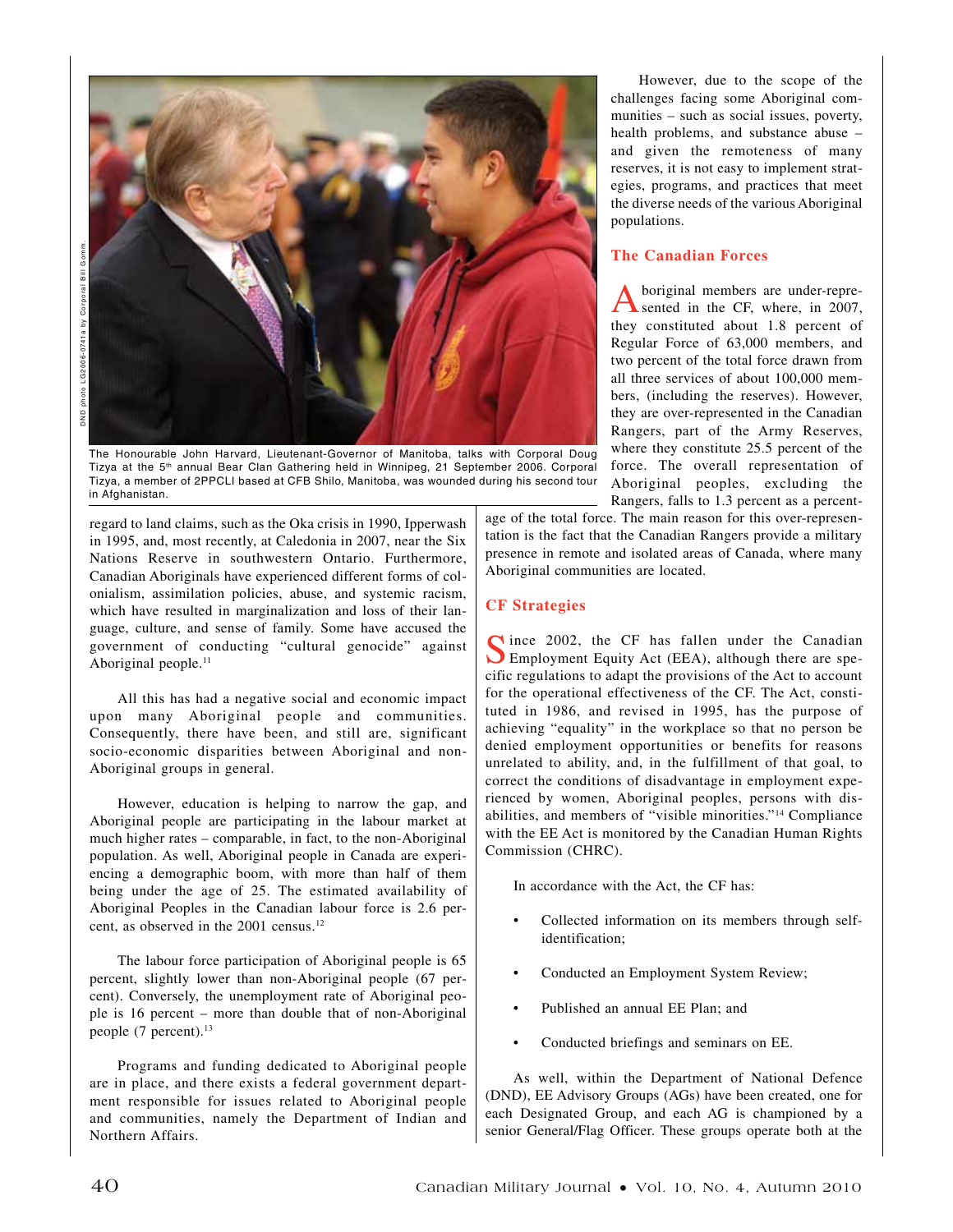The Honourable John Harvard, Lieutenant-Governor of Manitoba, talks with Corporal Doug Tizya at the 5th annual Bear Clan Gathering held in Winnipeg, 21 September 2006. Corporal Tizya, a member of 2PPCLI based at CFB Shilo, Manitoba, was wounded during his second tour in Afghanistan.

DND photo LG2006-0741a by Corporal Bill Gomm.

regard to land claims, such as the Oka crisis in 1990, Ipperwash in 1995, and, most recently, at Caledonia in 2007, near the Six Nations Reserve in southwestern Ontario. Furthermore, Canadian Aboriginals have experienced different forms of colonialism, assimilation policies, abuse, and systemic racism, which have resulted in marginalization and loss of their language, culture, and sense of family. Some have accused the government of conducting "cultural genocide" against Aboriginal people.[11]

All this has had a negative social and economic impact upon many Aboriginal people and communities. Consequently, there have been, and still are, significant socio-economic disparities between Aboriginal and non-Aboriginal groups in general.

However, education is helping to narrow the gap, and Aboriginal people are participating in the labour market at much higher rates – comparable, in fact, to the non-Aboriginal population. As well, Aboriginal people in Canada are experiencing a demographic boom, with more than half of them being under the age of 25. The estimated availability of Aboriginal Peoples in the Canadian labour force is 2.6 percent, as observed in the 2001 census.[12]

The labour force participation of Aboriginal people is 65 percent, slightly lower than non-Aboriginal people (67 percent). Conversely, the unemployment rate of Aboriginal people is 16 percent – more than double that of non-Aboriginal people (7 percent).[13]

Programs and funding dedicated to Aboriginal people are in place, and there exists a federal government department responsible for issues related to Aboriginal people and communities, namely the Department of Indian and Northern Affairs.

However, due to the scope of the challenges facing some Aboriginal communities – such as social issues, poverty, health problems, and substance abuse – and given the remoteness of many reserves, it is not easy to implement strategies, programs, and practices that meet the diverse needs of the various Aboriginal populations.

## The Canadian Forces

Aboriginal members are under-represented in the CF, where, in 2007, they constituted about 1.8 percent of Regular Force of 63,000 members, and two percent of the total force drawn from all three services of about 100,000 members, (including the reserves). However, they are over-represented in the Canadian Rangers, part of the Army Reserves, where they constitute 25.5 percent of the force. The overall representation of Aboriginal peoples, excluding the Rangers, falls to 1.3 percent as a percentage of the total force. The main reason for this over-representation is the fact that the Canadian Rangers provide a military presence in remote and isolated areas of Canada, where many Aboriginal communities are located.

## CF Strategies

Since 2002, the CF has fallen under the Canadian Employment Equity Act (EEA), although there are specific regulations to adapt the provisions of the Act to account for the operational effectiveness of the CF. The Act, constituted in 1986, and revised in 1995, has the purpose of achieving "equality" in the workplace so that no person be denied employment opportunities or benefits for reasons unrelated to ability, and, in the fulfillment of that goal, to correct the conditions of disadvantage in employment experienced by women, Aboriginal peoples, persons with disabilities, and members of "visible minorities."[14] Compliance with the EE Act is monitored by the Canadian Human Rights Commission (CHRC).

In accordance with the Act, the CF has:

- Collected information on its members through self-identification;
- Conducted an Employment System Review;
- Published an annual EE Plan; and
- Conducted briefings and seminars on EE.

As well, within the Department of National Defence (DND), EE Advisory Groups (AGs) have been created, one for each Designated Group, and each AG is championed by a senior General/Flag Officer. These groups operate both at the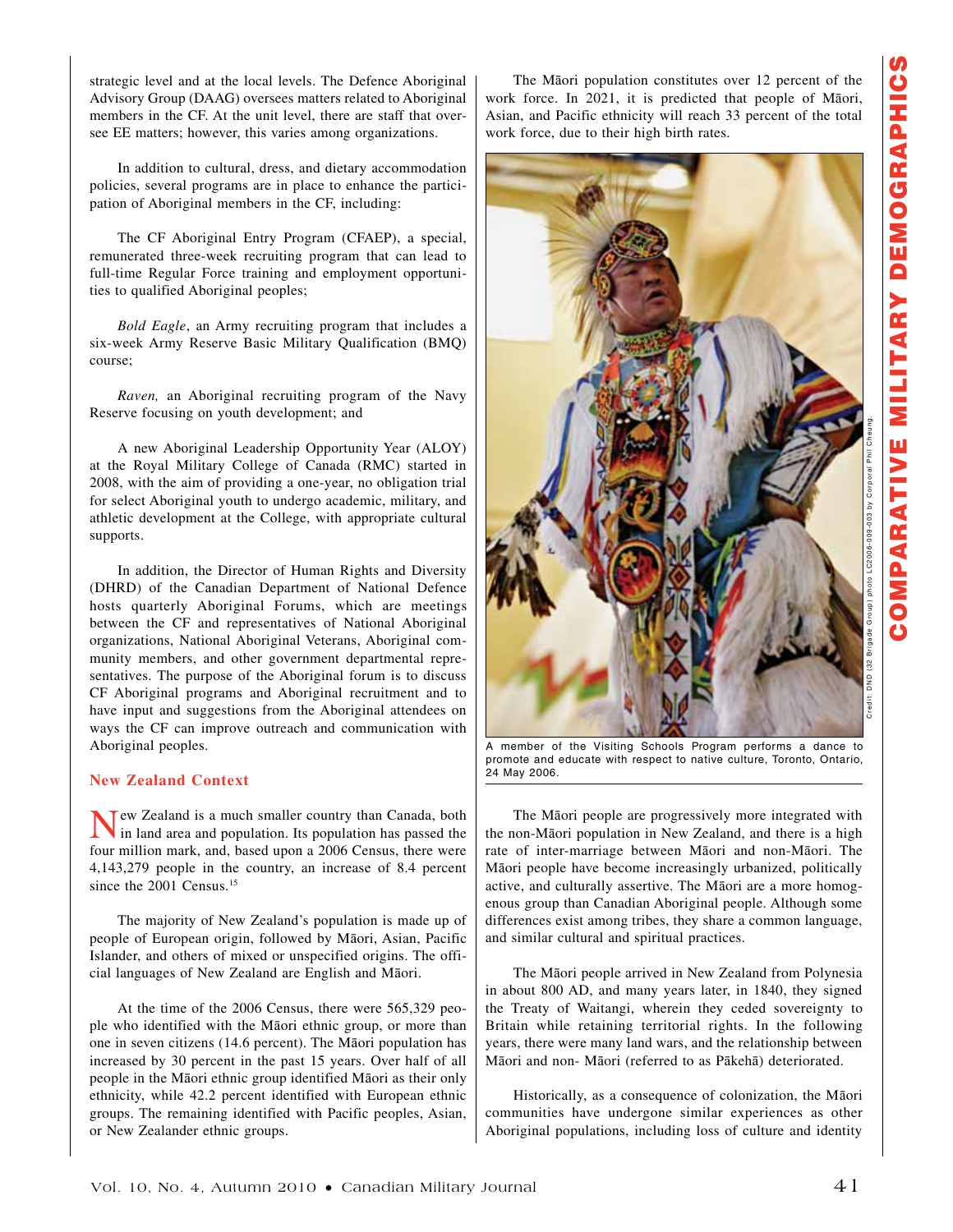strategic level and at the local levels. The Defence Aboriginal Advisory Group (DAAG) oversees matters related to Aboriginal members in the CF. At the unit level, there are staff that oversee EE matters; however, this varies among organizations.

In addition to cultural, dress, and dietary accommodation policies, several programs are in place to enhance the participation of Aboriginal members in the CF, including:

The CF Aboriginal Entry Program (CFAEP), a special, remunerated three-week recruiting program that can lead to full-time Regular Force training and employment opportunities to qualified Aboriginal peoples;

*Bold Eagle*, an Army recruiting program that includes a six-week Army Reserve Basic Military Qualification (BMQ) course;

*Raven,* an Aboriginal recruiting program of the Navy Reserve focusing on youth development; and

A new Aboriginal Leadership Opportunity Year (ALOY) at the Royal Military College of Canada (RMC) started in 2008, with the aim of providing a one-year, no obligation trial for select Aboriginal youth to undergo academic, military, and athletic development at the College, with appropriate cultural supports.

In addition, the Director of Human Rights and Diversity (DHRD) of the Canadian Department of National Defence hosts quarterly Aboriginal Forums, which are meetings between the CF and representatives of National Aboriginal organizations, National Aboriginal Veterans, Aboriginal community members, and other government departmental representatives. The purpose of the Aboriginal forum is to discuss CF Aboriginal programs and Aboriginal recruitment and to have input and suggestions from the Aboriginal attendees on ways the CF can improve outreach and communication with Aboriginal peoples.

## New Zealand Context

New Zealand is a much smaller country than Canada, both in land area and population. Its population has passed the four million mark, and, based upon a 2006 Census, there were 4,143,279 people in the country, an increase of 8.4 percent since the 2001 Census.[15]

The majority of New Zealand's population is made up of people of European origin, followed by Māori, Asian, Pacific Islander, and others of mixed or unspecified origins. The official languages of New Zealand are English and Māori.

At the time of the 2006 Census, there were 565,329 people who identified with the Māori ethnic group, or more than one in seven citizens (14.6 percent). The Māori population has increased by 30 percent in the past 15 years. Over half of all people in the Māori ethnic group identified Māori as their only ethnicity, while 42.2 percent identified with European ethnic groups. The remaining identified with Pacific peoples, Asian, or New Zealander ethnic groups.

The Māori population constitutes over 12 percent of the work force. In 2021, it is predicted that people of Māori, Asian, and Pacific ethnicity will reach 33 percent of the total work force, due to their high birth rates.

Credit: DND (32 Brigade Group) photo LC2006-009-003 by Corporal Phil Cheung.

A member of the Visiting Schools Program performs a dance to promote and educate with respect to native culture, Toronto, Ontario, 24 May 2006.

The Māori people are progressively more integrated with the non-Māori population in New Zealand, and there is a high rate of inter-marriage between Māori and non-Māori. The Māori people have become increasingly urbanized, politically active, and culturally assertive. The Māori are a more homogenous group than Canadian Aboriginal people. Although some differences exist among tribes, they share a common language, and similar cultural and spiritual practices.

The Māori people arrived in New Zealand from Polynesia in about 800 AD, and many years later, in 1840, they signed the Treaty of Waitangi, wherein they ceded sovereignty to Britain while retaining territorial rights. In the following years, there were many land wars, and the relationship between Māori and non- Māori (referred to as Pākehā) deteriorated.

Historically, as a consequence of colonization, the Māori communities have undergone similar experiences as other Aboriginal populations, including loss of culture and identity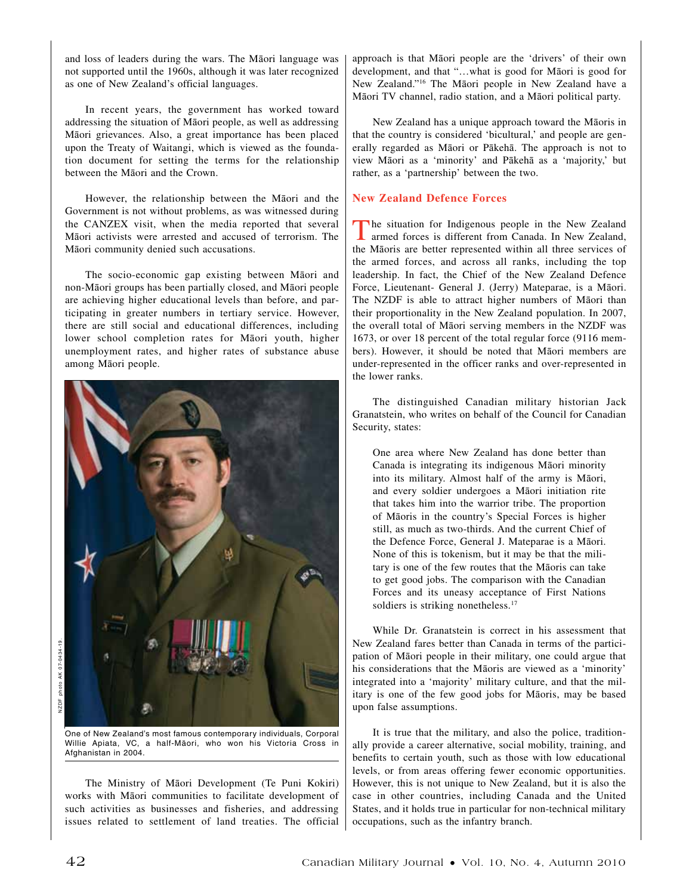and loss of leaders during the wars. The Māori language was not supported until the 1960s, although it was later recognized as one of New Zealand's official languages.

In recent years, the government has worked toward addressing the situation of Māori people, as well as addressing Māori grievances. Also, a great importance has been placed upon the Treaty of Waitangi, which is viewed as the foundation document for setting the terms for the relationship between the Māori and the Crown.

However, the relationship between the Māori and the Government is not without problems, as was witnessed during the CANZEX visit, when the media reported that several Māori activists were arrested and accused of terrorism. The Māori community denied such accusations.

The socio-economic gap existing between Māori and non-Māori groups has been partially closed, and Māori people are achieving higher educational levels than before, and participating in greater numbers in tertiary service. However, there are still social and educational differences, including lower school completion rates for Māori youth, higher unemployment rates, and higher rates of substance abuse among Māori people.

NZDF photo AK 07-0434-19.

One of New Zealand's most famous contemporary individuals, Corporal Willie Apiata, VC, a half-Māori, who won his Victoria Cross in Afghanistan in 2004.

The Ministry of Māori Development (Te Puni Kokiri) works with Māori communities to facilitate development of such activities as businesses and fisheries, and addressing issues related to settlement of land treaties. The official approach is that Māori people are the 'drivers' of their own development, and that "…what is good for Māori is good for New Zealand."[16] The Māori people in New Zealand have a Māori TV channel, radio station, and a Māori political party.

New Zealand has a unique approach toward the Māoris in that the country is considered 'bicultural,' and people are generally regarded as Māori or Pākehā. The approach is not to view Māori as a 'minority' and Pākehā as a 'majority,' but rather, as a 'partnership' between the two.

## New Zealand Defence Forces

The situation for Indigenous people in the New Zealand armed forces is different from Canada. In New Zealand, the Māoris are better represented within all three services of the armed forces, and across all ranks, including the top leadership. In fact, the Chief of the New Zealand Defence Force, Lieutenant- General J. (Jerry) Mateparae, is a Māori. The NZDF is able to attract higher numbers of Māori than their proportionality in the New Zealand population. In 2007, the overall total of Māori serving members in the NZDF was 1673, or over 18 percent of the total regular force (9116 members). However, it should be noted that Māori members are under-represented in the officer ranks and over-represented in the lower ranks.

The distinguished Canadian military historian Jack Granatstein, who writes on behalf of the Council for Canadian Security, states:

> One area where New Zealand has done better than Canada is integrating its indigenous Māori minority into its military. Almost half of the army is Māori, and every soldier undergoes a Māori initiation rite that takes him into the warrior tribe. The proportion of Māoris in the country's Special Forces is higher still, as much as two-thirds. And the current Chief of the Defence Force, General J. Mateparae is a Māori. None of this is tokenism, but it may be that the military is one of the few routes that the Māoris can take to get good jobs. The comparison with the Canadian Forces and its uneasy acceptance of First Nations soldiers is striking nonetheless.[17]

While Dr. Granatstein is correct in his assessment that New Zealand fares better than Canada in terms of the participation of Māori people in their military, one could argue that his considerations that the Māoris are viewed as a 'minority' integrated into a 'majority' military culture, and that the military is one of the few good jobs for Māoris, may be based upon false assumptions.

It is true that the military, and also the police, traditionally provide a career alternative, social mobility, training, and benefits to certain youth, such as those with low educational levels, or from areas offering fewer economic opportunities. However, this is not unique to New Zealand, but it is also the case in other countries, including Canada and the United States, and it holds true in particular for non-technical military occupations, such as the infantry branch.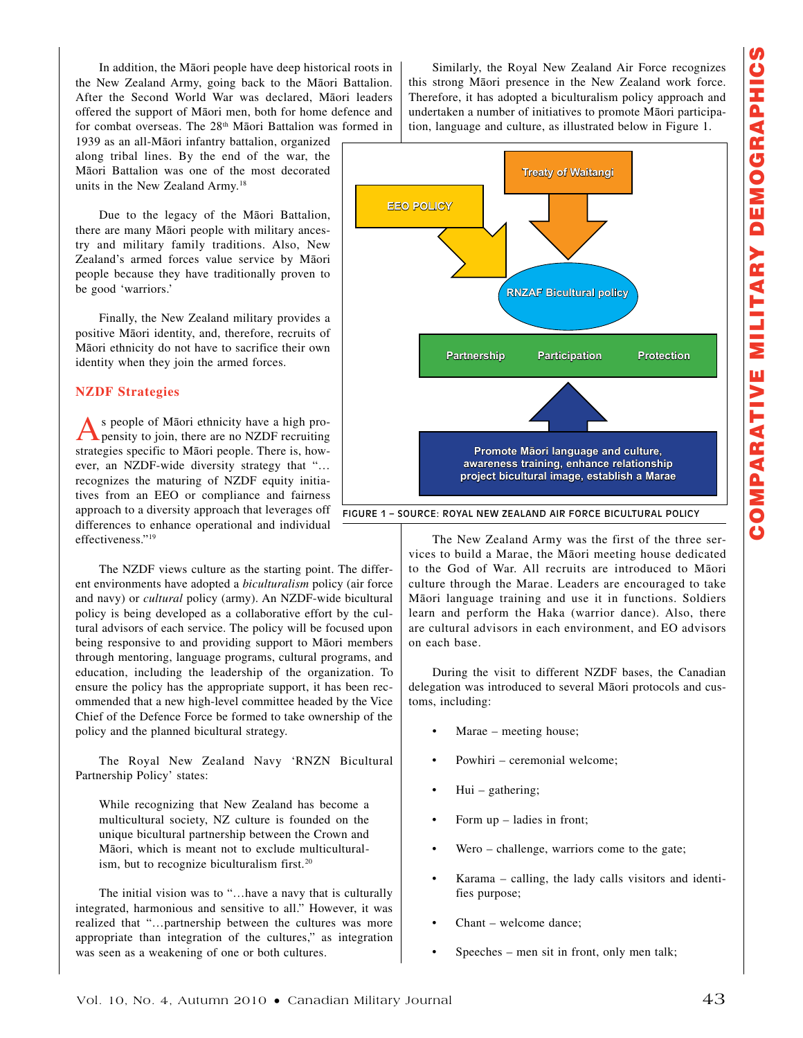In addition, the Māori people have deep historical roots in the New Zealand Army, going back to the Māori Battalion. After the Second World War was declared, Māori leaders offered the support of Māori men, both for home defence and for combat overseas. The 28th Māori Battalion was formed in 1939 as an all-Māori infantry battalion, organized along tribal lines. By the end of the war, the Māori Battalion was one of the most decorated units in the New Zealand Army.[18]

Due to the legacy of the Māori Battalion, there are many Māori people with military ancestry and military family traditions. Also, New Zealand's armed forces value service by Māori people because they have traditionally proven to be good 'warriors.'

Finally, the New Zealand military provides a positive Māori identity, and, therefore, recruits of Māori ethnicity do not have to sacrifice their own identity when they join the armed forces.

## NZDF Strategies

As people of Māori ethnicity have a high propensity to join, there are no NZDF recruiting strategies specific to Māori people. There is, however, an NZDF-wide diversity strategy that "…recognizes the maturing of NZDF equity initiatives from an EEO or compliance and fairness approach to a diversity approach that leverages off differences to enhance operational and individual effectiveness."[19]

The NZDF views culture as the starting point. The different environments have adopted a *biculturalism* policy (air force and navy) or *cultural* policy (army). An NZDF-wide bicultural policy is being developed as a collaborative effort by the cultural advisors of each service. The policy will be focused upon being responsive to and providing support to Māori members through mentoring, language programs, cultural programs, and education, including the leadership of the organization. To ensure the policy has the appropriate support, it has been recommended that a new high-level committee headed by the Vice Chief of the Defence Force be formed to take ownership of the policy and the planned bicultural strategy.

The Royal New Zealand Navy 'RNZN Bicultural Partnership Policy' states:

> While recognizing that New Zealand has become a multicultural society, NZ culture is founded on the unique bicultural partnership between the Crown and Māori, which is meant not to exclude multiculturalism, but to recognize biculturalism first.[20]

The initial vision was to "…have a navy that is culturally integrated, harmonious and sensitive to all." However, it was realized that "…partnership between the cultures was more appropriate than integration of the cultures," as integration was seen as a weakening of one or both cultures.

Similarly, the Royal New Zealand Air Force recognizes this strong Māori presence in the New Zealand work force. Therefore, it has adopted a biculturalism policy approach and undertaken a number of initiatives to promote Māori participation, language and culture, as illustrated below in Figure 1.

Treaty of Waitangi

EEO POLICY

RNZAF Bicultural policy

Partnership — Participation — Protection

Promote Māori language and culture, awareness training, enhance relationship project bicultural image, establish a Marae

FIGURE 1 – SOURCE: ROYAL NEW ZEALAND AIR FORCE BICULTURAL POLICY

The New Zealand Army was the first of the three services to build a Marae, the Māori meeting house dedicated to the God of War. All recruits are introduced to Māori culture through the Marae. Leaders are encouraged to take Māori language training and use it in functions. Soldiers learn and perform the Haka (warrior dance). Also, there are cultural advisors in each environment, and EO advisors on each base.

During the visit to different NZDF bases, the Canadian delegation was introduced to several Māori protocols and customs, including:

- Marae – meeting house;
- Powhiri – ceremonial welcome;
- Hui – gathering;
- Form up – ladies in front;
- Wero – challenge, warriors come to the gate;
- Karama – calling, the lady calls visitors and identifies purpose;
- Chant – welcome dance;
- Speeches – men sit in front, only men talk;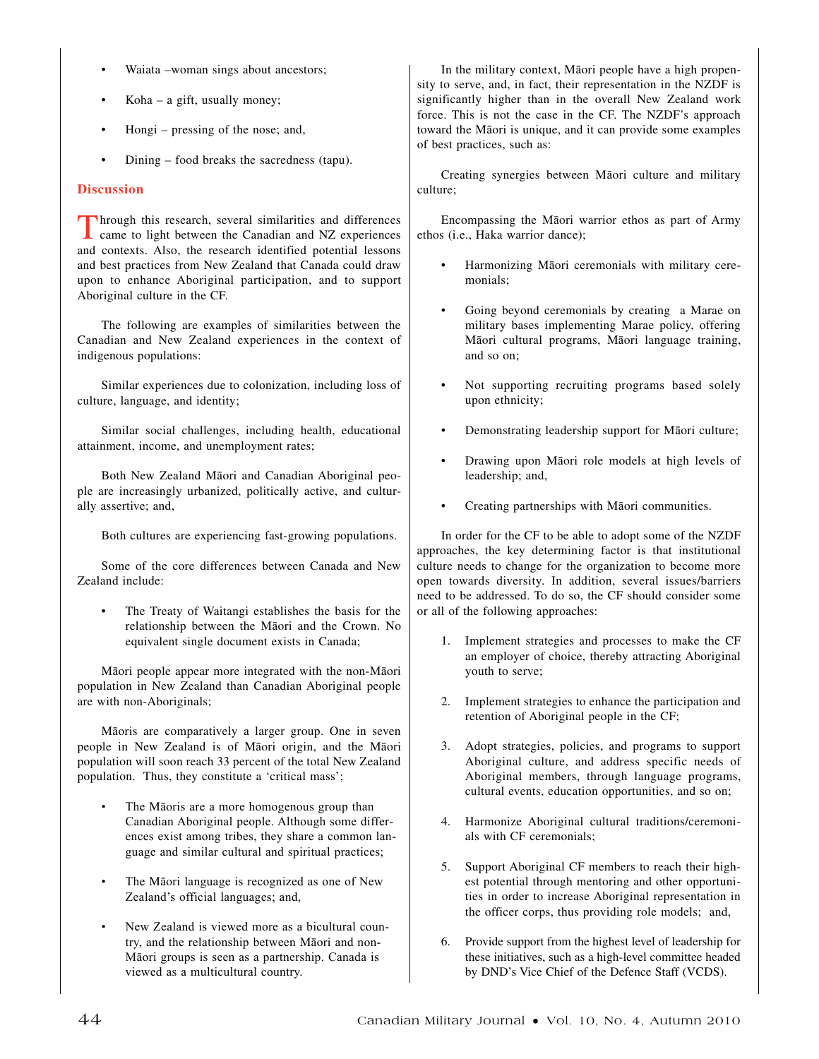- Waiata –woman sings about ancestors;
- Koha – a gift, usually money;
- Hongi – pressing of the nose; and,
- Dining – food breaks the sacredness (tapu).

## Discussion

Through this research, several similarities and differences came to light between the Canadian and NZ experiences and contexts. Also, the research identified potential lessons and best practices from New Zealand that Canada could draw upon to enhance Aboriginal participation, and to support Aboriginal culture in the CF.

The following are examples of similarities between the Canadian and New Zealand experiences in the context of indigenous populations:

Similar experiences due to colonization, including loss of culture, language, and identity;

Similar social challenges, including health, educational attainment, income, and unemployment rates;

Both New Zealand Māori and Canadian Aboriginal people are increasingly urbanized, politically active, and culturally assertive; and,

Both cultures are experiencing fast-growing populations.

Some of the core differences between Canada and New Zealand include:

- The Treaty of Waitangi establishes the basis for the relationship between the Māori and the Crown. No equivalent single document exists in Canada;

Māori people appear more integrated with the non-Māori population in New Zealand than Canadian Aboriginal people are with non-Aboriginals;

Māoris are comparatively a larger group. One in seven people in New Zealand is of Māori origin, and the Māori population will soon reach 33 percent of the total New Zealand population. Thus, they constitute a 'critical mass';

- The Māoris are a more homogenous group than Canadian Aboriginal people. Although some differences exist among tribes, they share a common language and similar cultural and spiritual practices;
- The Māori language is recognized as one of New Zealand's official languages; and,
- New Zealand is viewed more as a bicultural country, and the relationship between Māori and non-Māori groups is seen as a partnership. Canada is viewed as a multicultural country.

In the military context, Māori people have a high propensity to serve, and, in fact, their representation in the NZDF is significantly higher than in the overall New Zealand work force. This is not the case in the CF. The NZDF's approach toward the Māori is unique, and it can provide some examples of best practices, such as:

Creating synergies between Māori culture and military culture;

Encompassing the Māori warrior ethos as part of Army ethos (i.e., Haka warrior dance);

- Harmonizing Māori ceremonials with military ceremonials;
- Going beyond ceremonials by creating a Marae on military bases implementing Marae policy, offering Māori cultural programs, Māori language training, and so on;
- Not supporting recruiting programs based solely upon ethnicity;
- Demonstrating leadership support for Māori culture;
- Drawing upon Māori role models at high levels of leadership; and,
- Creating partnerships with Māori communities.

In order for the CF to be able to adopt some of the NZDF approaches, the key determining factor is that institutional culture needs to change for the organization to become more open towards diversity. In addition, several issues/barriers need to be addressed. To do so, the CF should consider some or all of the following approaches:

1. Implement strategies and processes to make the CF an employer of choice, thereby attracting Aboriginal youth to serve;
2. Implement strategies to enhance the participation and retention of Aboriginal people in the CF;
3. Adopt strategies, policies, and programs to support Aboriginal culture, and address specific needs of Aboriginal members, through language programs, cultural events, education opportunities, and so on;
4. Harmonize Aboriginal cultural traditions/ceremonials with CF ceremonials;
5. Support Aboriginal CF members to reach their highest potential through mentoring and other opportunities in order to increase Aboriginal representation in the officer corps, thus providing role models; and,
6. Provide support from the highest level of leadership for these initiatives, such as a high-level committee headed by DND's Vice Chief of the Defence Staff (VCDS).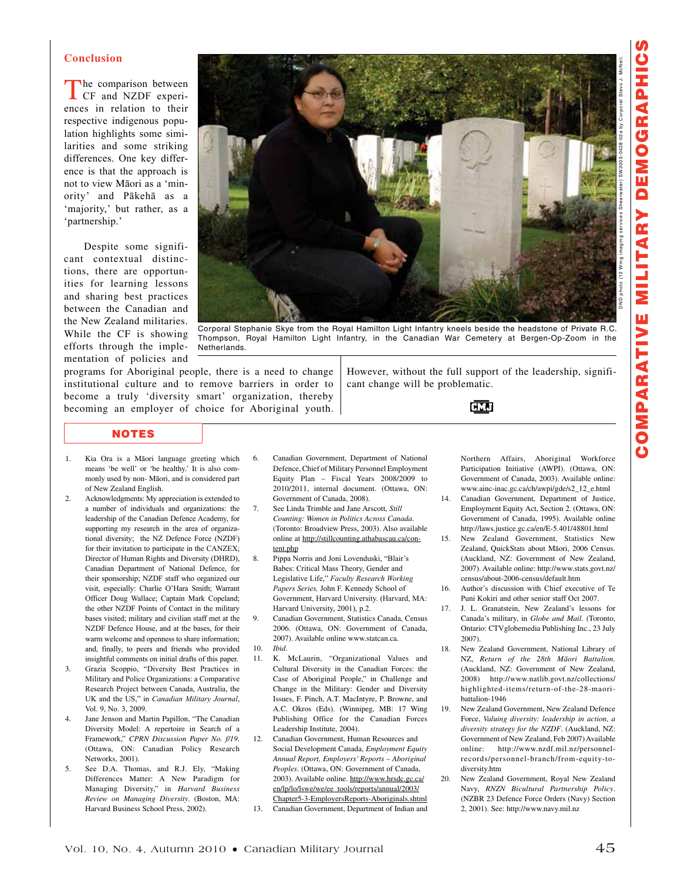## Conclusion

The comparison between CF and NZDF experiences in relation to their respective indigenous population highlights some similarities and some striking differences. One key difference is that the approach is not to view Māori as a 'minority' and Pākehā as a 'majority,' but rather, as a 'partnership.'

Despite some significant contextual distinctions, there are opportunities for learning lessons and sharing best practices between the Canadian and the New Zealand militaries. While the CF is showing efforts through the implementation of policies and programs for Aboriginal people, there is a need to change institutional culture and to remove barriers in order to become a truly 'diversity smart' organization, thereby becoming an employer of choice for Aboriginal youth. However, without the full support of the leadership, significant change will be problematic.

DND photo (12 Wing imaging services Shearwater) SW2005-0428-02a by Corporal Steve J. McNeil.

Corporal Stephanie Skye from the Royal Hamilton Light Infantry kneels beside the headstone of Private R.C. Thompson, Royal Hamilton Light Infantry, in the Canadian War Cemetery at Bergen-Op-Zoom in the Netherlands.

## NOTES

1. Kia Ora is a Māori language greeting which means 'be well' or 'be healthy.' It is also commonly used by non- Māori, and is considered part of New Zealand English.
2. Acknowledgments: My appreciation is extended to a number of individuals and organizations: the leadership of the Canadian Defence Academy, for supporting my research in the area of organizational diversity; the NZ Defence Force (NZDF) for their invitation to participate in the CANZEX; Director of Human Rights and Diversity (DHRD), Canadian Department of National Defence, for their sponsorship; NZDF staff who organized our visit, especially: Charlie O'Hara Smith; Warrant Officer Doug Wallace; Captain Mark Copeland; the other NZDF Points of Contact in the military bases visited; military and civilian staff met at the NZDF Defence House, and at the bases, for their warm welcome and openness to share information; and, finally, to peers and friends who provided insightful comments on initial drafts of this paper.
3. Grazia Scoppio, "Diversity Best Practices in Military and Police Organizations: a Comparative Research Project between Canada, Australia, the UK and the US," in *Canadian Military Journal*, Vol. 9, No. 3, 2009.
4. Jane Jenson and Martin Papillon, "The Canadian Diversity Model: A repertoire in Search of a Framework," *CPRN Discussion Paper No. f/19*. (Ottawa, ON: Canadian Policy Research Networks, 2001).
5. See D.A. Thomas, and R.J. Ely, "Making Differences Matter: A New Paradigm for Managing Diversity," in *Harvard Business Review on Managing Diversity*. (Boston, MA: Harvard Business School Press, 2002).
6. Canadian Government, Department of National Defence, Chief of Military Personnel Employment Equity Plan – Fiscal Years 2008/2009 to 2010/2011, internal document. (Ottawa, ON: Government of Canada, 2008).
7. See Linda Trimble and Jane Arscott, *Still Counting: Women in Politics Across Canada*. (Toronto: Broadview Press, 2003). Also available online at http://stillcounting.athabascau.ca/content.php
8. Pippa Norris and Joni Lovenduski, "Blair's Babes: Critical Mass Theory, Gender and Legislative Life," *Faculty Research Working Papers Series,* John F. Kennedy School of Government, Harvard University. (Harvard, MA: Harvard University, 2001), p.2.
9. Canadian Government, Statistics Canada, Census 2006. (Ottawa, ON: Government of Canada, 2007). Available online www.statcan.ca.
10. *Ibid*.
11. K. McLaurin, "Organizational Values and Cultural Diversity in the Canadian Forces: the Case of Aboriginal People," in Challenge and Change in the Military: Gender and Diversity Issues, F. Pinch, A.T. MacIntyre, P. Browne, and A.C. Okros (Eds). (Winnipeg, MB: 17 Wing Publishing Office for the Canadian Forces Leadership Institute, 2004).
12. Canadian Government, Human Resources and Social Development Canada, *Employment Equity Annual Report, Employers' Reports – Aboriginal Peoples*. (Ottawa, ON: Government of Canada, 2003). Available online. http://www.hrsdc.gc.ca/en/lp/lo/lswe/we/ee_tools/reports/annual/2003/Chapter5-3-EmployersReports-Aboriginals.shtml
13. Canadian Government, Department of Indian and Northern Affairs, Aboriginal Workforce Participation Initiative (AWPI). (Ottawa, ON: Government of Canada, 2003). Available online: www.ainc-inac.gc.ca/ch/awpi/gde/s2_12_e.html
14. Canadian Government, Department of Justice, Employment Equity Act, Section 2. (Ottawa, ON: Government of Canada, 1995). Available online http://laws.justice.gc.ca/en/E-5.401/48801.html
15. New Zealand Government, Statistics New Zealand, QuickStats about Māori, 2006 Census. (Auckland, NZ: Government of New Zealand, 2007). Available online: http://www.stats.govt.nz/census/about-2006-census/default.htm
16. Author's discussion with Chief executive of Te Puni Kokiri and other senior staff Oct 2007.
17. J. L. Granatstein, New Zealand's lessons for Canada's military, in *Globe and Mail.* (Toronto, Ontario: CTVglobemedia Publishing Inc., 23 July 2007).
18. New Zealand Government, National Library of NZ, *Return of the 28th Māori Battalion.* (Auckland, NZ: Government of New Zealand, 2008) http://www.natlib.govt.nz/collections/highlighted-items/return-of-the-28-maori-battalion-1946
19. New Zealand Government, New Zealand Defence Force, *Valuing diversity: leadership in action, a diversity strategy for the NZDF*. (Auckland, NZ: Government of New Zealand, Feb 2007) Available online: http://www.nzdf.mil.nz/personnel-records/personnel-branch/from-equity-to-diversity.htm
20. New Zealand Government, Royal New Zealand Navy, *RNZN Bicultural Partnership Policy*. (NZBR 23 Defence Force Orders (Navy) Section 2, 2001). See: http://www.navy.mil.nz